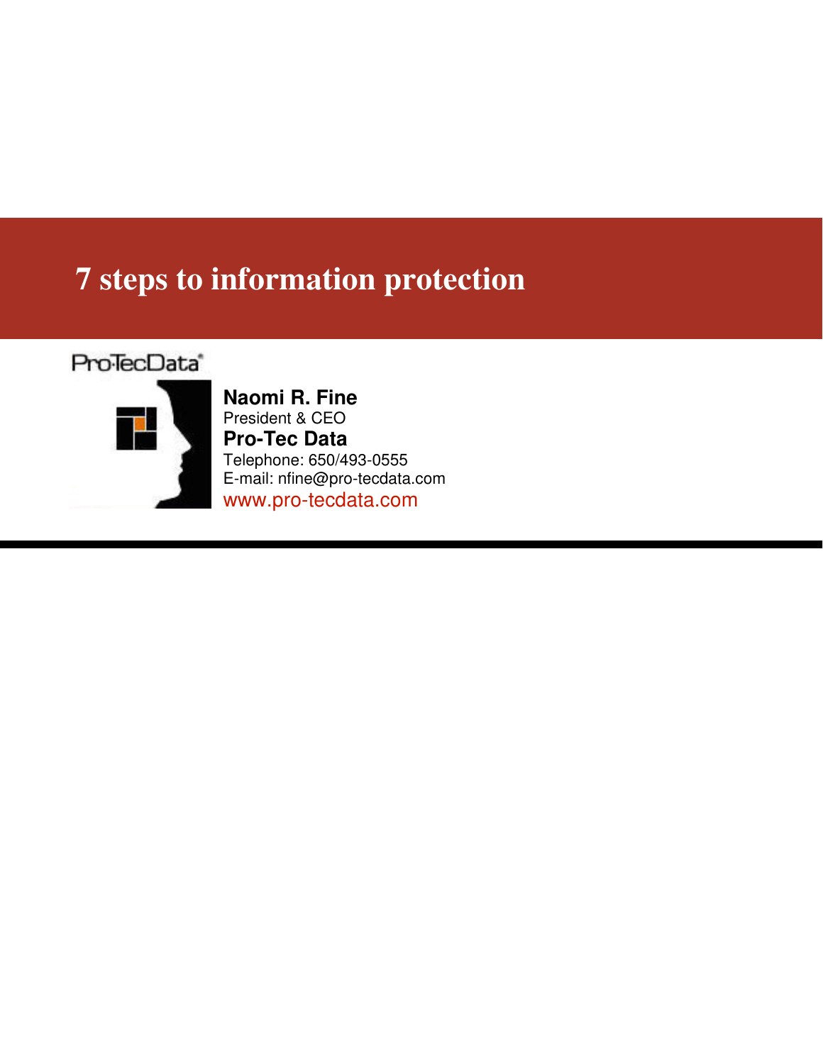# 7 steps to information protection

ProTecData

**Naomi R. Fine**
President & CEO
**Pro-Tec Data**
Telephone: 650/493-0555
E-mail: nfine@pro-tecdata.com
www.pro-tecdata.com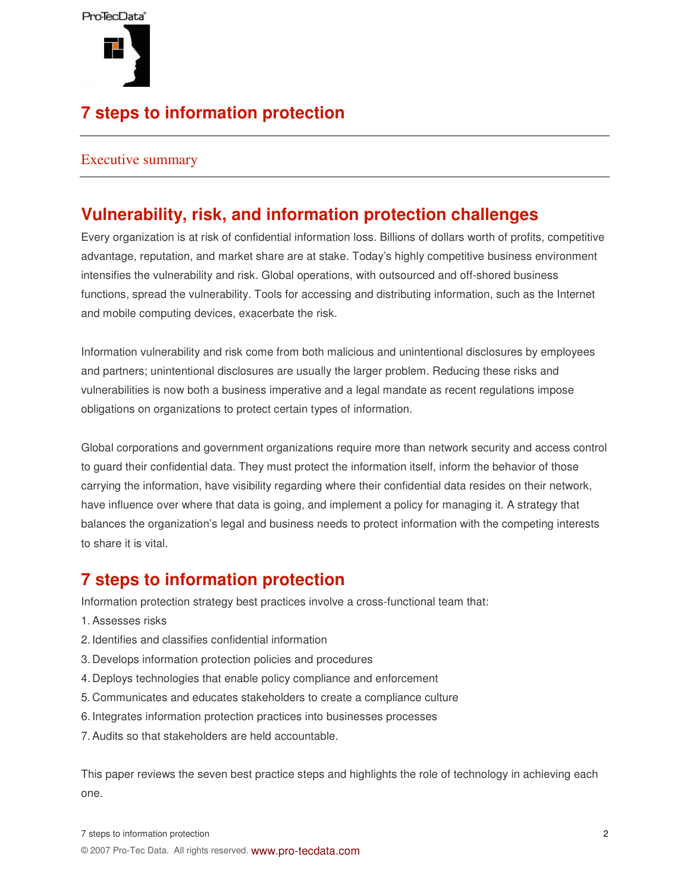# 7 steps to information protection

## Executive summary

## Vulnerability, risk, and information protection challenges

Every organization is at risk of confidential information loss. Billions of dollars worth of profits, competitive advantage, reputation, and market share are at stake. Today's highly competitive business environment intensifies the vulnerability and risk. Global operations, with outsourced and off-shored business functions, spread the vulnerability. Tools for accessing and distributing information, such as the Internet and mobile computing devices, exacerbate the risk.

Information vulnerability and risk come from both malicious and unintentional disclosures by employees and partners; unintentional disclosures are usually the larger problem. Reducing these risks and vulnerabilities is now both a business imperative and a legal mandate as recent regulations impose obligations on organizations to protect certain types of information.

Global corporations and government organizations require more than network security and access control to guard their confidential data. They must protect the information itself, inform the behavior of those carrying the information, have visibility regarding where their confidential data resides on their network, have influence over where that data is going, and implement a policy for managing it. A strategy that balances the organization's legal and business needs to protect information with the competing interests to share it is vital.

## 7 steps to information protection

Information protection strategy best practices involve a cross-functional team that:

1. Assesses risks
2. Identifies and classifies confidential information
3. Develops information protection policies and procedures
4. Deploys technologies that enable policy compliance and enforcement
5. Communicates and educates stakeholders to create a compliance culture
6. Integrates information protection practices into businesses processes
7. Audits so that stakeholders are held accountable.

This paper reviews the seven best practice steps and highlights the role of technology in achieving each one.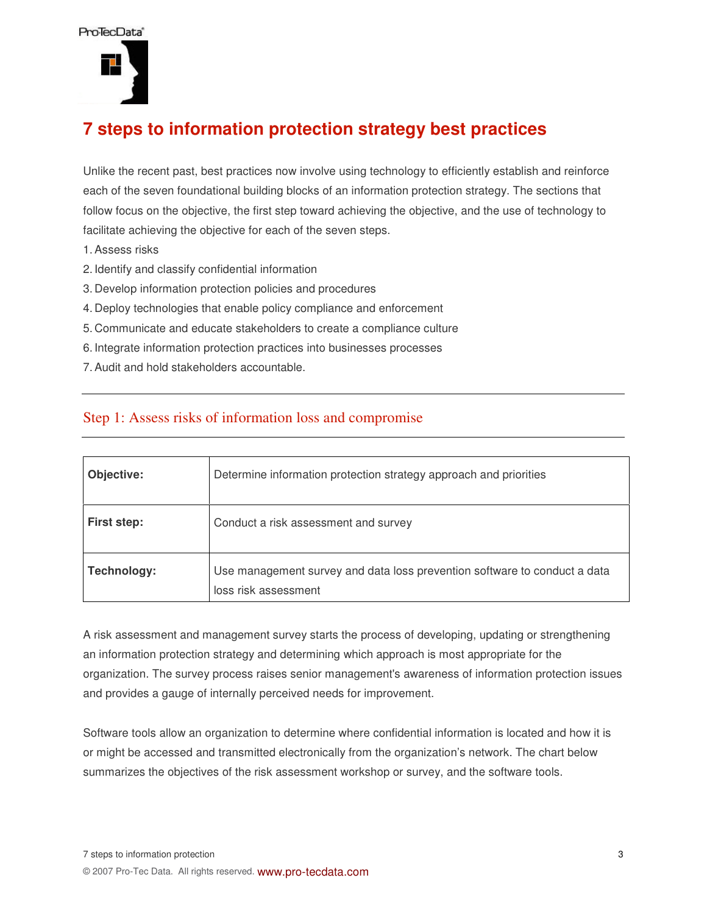# 7 steps to information protection strategy best practices

Unlike the recent past, best practices now involve using technology to efficiently establish and reinforce each of the seven foundational building blocks of an information protection strategy. The sections that follow focus on the objective, the first step toward achieving the objective, and the use of technology to facilitate achieving the objective for each of the seven steps.

1. Assess risks
2. Identify and classify confidential information
3. Develop information protection policies and procedures
4. Deploy technologies that enable policy compliance and enforcement
5. Communicate and educate stakeholders to create a compliance culture
6. Integrate information protection practices into businesses processes
7. Audit and hold stakeholders accountable.

---

## Step 1: Assess risks of information loss and compromise

---

| | |
|---|---|
| **Objective:** | Determine information protection strategy approach and priorities |
| **First step:** | Conduct a risk assessment and survey |
| **Technology:** | Use management survey and data loss prevention software to conduct a data loss risk assessment |

A risk assessment and management survey starts the process of developing, updating or strengthening an information protection strategy and determining which approach is most appropriate for the organization. The survey process raises senior management's awareness of information protection issues and provides a gauge of internally perceived needs for improvement.

Software tools allow an organization to determine where confidential information is located and how it is or might be accessed and transmitted electronically from the organization's network. The chart below summarizes the objectives of the risk assessment workshop or survey, and the software tools.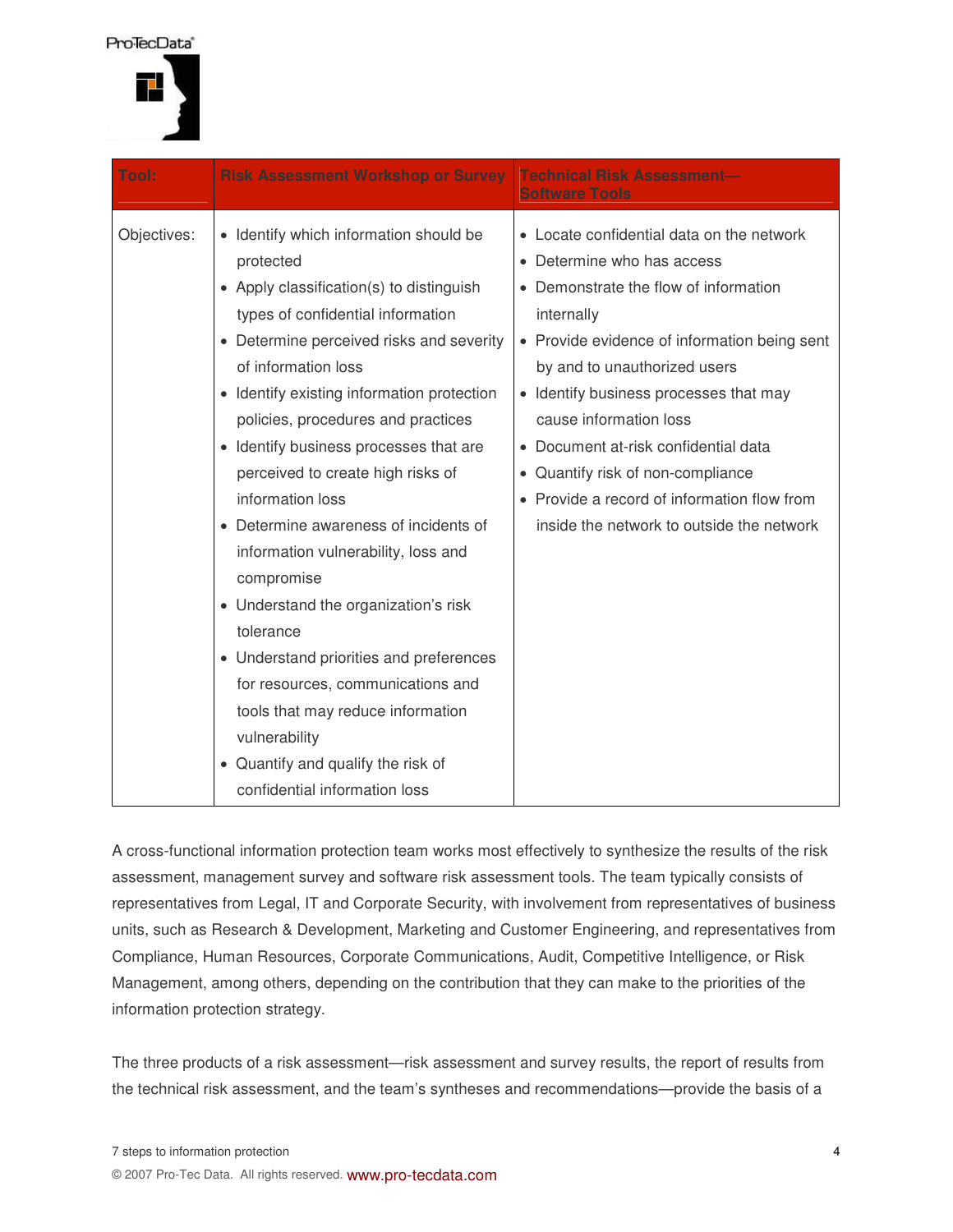| Tool: | Risk Assessment Workshop or Survey | Technical Risk Assessment—Software Tools |
|---|---|---|
| Objectives: | • Identify which information should be protected<br>• Apply classification(s) to distinguish types of confidential information<br>• Determine perceived risks and severity of information loss<br>• Identify existing information protection policies, procedures and practices<br>• Identify business processes that are perceived to create high risks of information loss<br>• Determine awareness of incidents of information vulnerability, loss and compromise<br>• Understand the organization's risk tolerance<br>• Understand priorities and preferences for resources, communications and tools that may reduce information vulnerability<br>• Quantify and qualify the risk of confidential information loss | • Locate confidential data on the network<br>• Determine who has access<br>• Demonstrate the flow of information internally<br>• Provide evidence of information being sent by and to unauthorized users<br>• Identify business processes that may cause information loss<br>• Document at-risk confidential data<br>• Quantify risk of non-compliance<br>• Provide a record of information flow from inside the network to outside the network |

A cross-functional information protection team works most effectively to synthesize the results of the risk assessment, management survey and software risk assessment tools. The team typically consists of representatives from Legal, IT and Corporate Security, with involvement from representatives of business units, such as Research & Development, Marketing and Customer Engineering, and representatives from Compliance, Human Resources, Corporate Communications, Audit, Competitive Intelligence, or Risk Management, among others, depending on the contribution that they can make to the priorities of the information protection strategy.

The three products of a risk assessment—risk assessment and survey results, the report of results from the technical risk assessment, and the team's syntheses and recommendations—provide the basis of a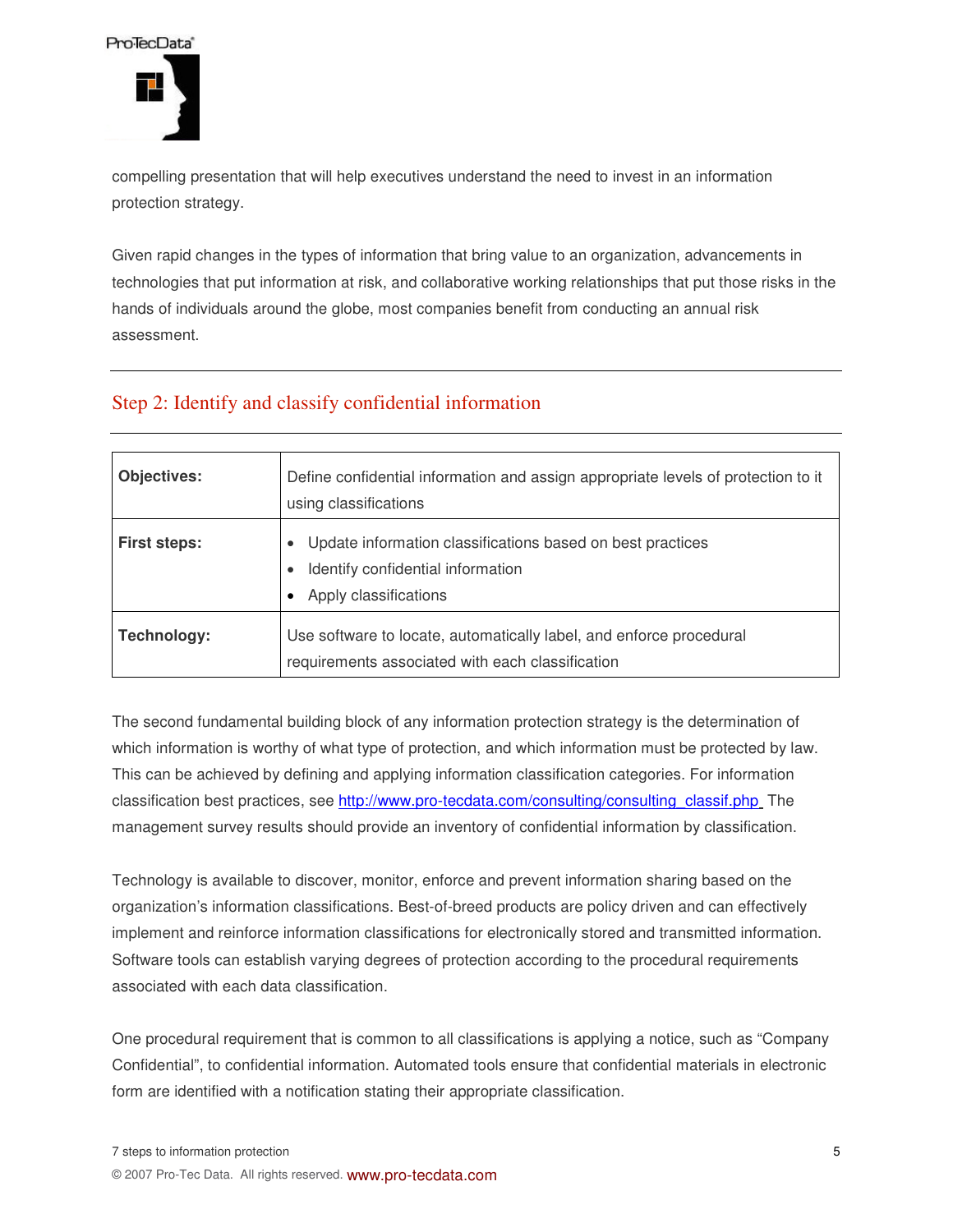compelling presentation that will help executives understand the need to invest in an information protection strategy.

Given rapid changes in the types of information that bring value to an organization, advancements in technologies that put information at risk, and collaborative working relationships that put those risks in the hands of individuals around the globe, most companies benefit from conducting an annual risk assessment.

## Step 2: Identify and classify confidential information

| | |
|---|---|
| **Objectives:** | Define confidential information and assign appropriate levels of protection to it using classifications |
| **First steps:** | • Update information classifications based on best practices<br>• Identify confidential information<br>• Apply classifications |
| **Technology:** | Use software to locate, automatically label, and enforce procedural requirements associated with each classification |

The second fundamental building block of any information protection strategy is the determination of which information is worthy of what type of protection, and which information must be protected by law. This can be achieved by defining and applying information classification categories. For information classification best practices, see http://www.pro-tecdata.com/consulting/consulting_classif.php The management survey results should provide an inventory of confidential information by classification.

Technology is available to discover, monitor, enforce and prevent information sharing based on the organization's information classifications. Best-of-breed products are policy driven and can effectively implement and reinforce information classifications for electronically stored and transmitted information. Software tools can establish varying degrees of protection according to the procedural requirements associated with each data classification.

One procedural requirement that is common to all classifications is applying a notice, such as "Company Confidential", to confidential information. Automated tools ensure that confidential materials in electronic form are identified with a notification stating their appropriate classification.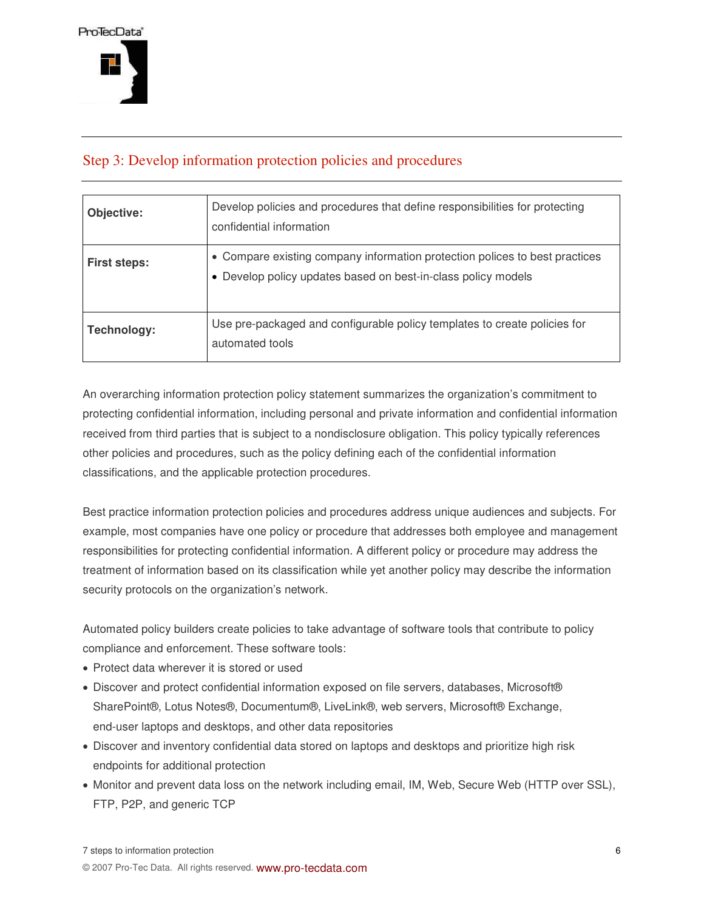## Step 3: Develop information protection policies and procedures

| | |
|---|---|
| **Objective:** | Develop policies and procedures that define responsibilities for protecting confidential information |
| **First steps:** | • Compare existing company information protection polices to best practices<br>• Develop policy updates based on best-in-class policy models |
| **Technology:** | Use pre-packaged and configurable policy templates to create policies for automated tools |

An overarching information protection policy statement summarizes the organization's commitment to protecting confidential information, including personal and private information and confidential information received from third parties that is subject to a nondisclosure obligation. This policy typically references other policies and procedures, such as the policy defining each of the confidential information classifications, and the applicable protection procedures.

Best practice information protection policies and procedures address unique audiences and subjects. For example, most companies have one policy or procedure that addresses both employee and management responsibilities for protecting confidential information. A different policy or procedure may address the treatment of information based on its classification while yet another policy may describe the information security protocols on the organization's network.

Automated policy builders create policies to take advantage of software tools that contribute to policy compliance and enforcement. These software tools:

- Protect data wherever it is stored or used
- Discover and protect confidential information exposed on file servers, databases, Microsoft® SharePoint®, Lotus Notes®, Documentum®, LiveLink®, web servers, Microsoft® Exchange, end-user laptops and desktops, and other data repositories
- Discover and inventory confidential data stored on laptops and desktops and prioritize high risk endpoints for additional protection
- Monitor and prevent data loss on the network including email, IM, Web, Secure Web (HTTP over SSL), FTP, P2P, and generic TCP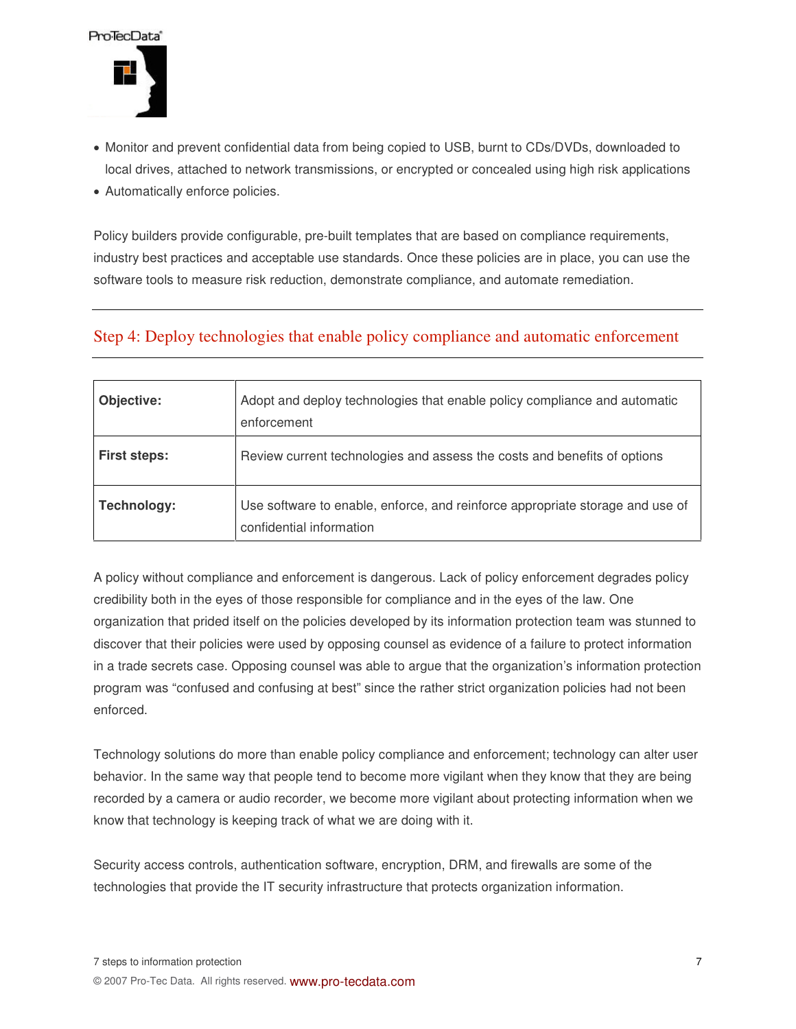- Monitor and prevent confidential data from being copied to USB, burnt to CDs/DVDs, downloaded to local drives, attached to network transmissions, or encrypted or concealed using high risk applications
- Automatically enforce policies.

Policy builders provide configurable, pre-built templates that are based on compliance requirements, industry best practices and acceptable use standards. Once these policies are in place, you can use the software tools to measure risk reduction, demonstrate compliance, and automate remediation.

## Step 4: Deploy technologies that enable policy compliance and automatic enforcement

| | |
|---|---|
| **Objective:** | Adopt and deploy technologies that enable policy compliance and automatic enforcement |
| **First steps:** | Review current technologies and assess the costs and benefits of options |
| **Technology:** | Use software to enable, enforce, and reinforce appropriate storage and use of confidential information |

A policy without compliance and enforcement is dangerous. Lack of policy enforcement degrades policy credibility both in the eyes of those responsible for compliance and in the eyes of the law. One organization that prided itself on the policies developed by its information protection team was stunned to discover that their policies were used by opposing counsel as evidence of a failure to protect information in a trade secrets case. Opposing counsel was able to argue that the organization's information protection program was "confused and confusing at best" since the rather strict organization policies had not been enforced.

Technology solutions do more than enable policy compliance and enforcement; technology can alter user behavior. In the same way that people tend to become more vigilant when they know that they are being recorded by a camera or audio recorder, we become more vigilant about protecting information when we know that technology is keeping track of what we are doing with it.

Security access controls, authentication software, encryption, DRM, and firewalls are some of the technologies that provide the IT security infrastructure that protects organization information.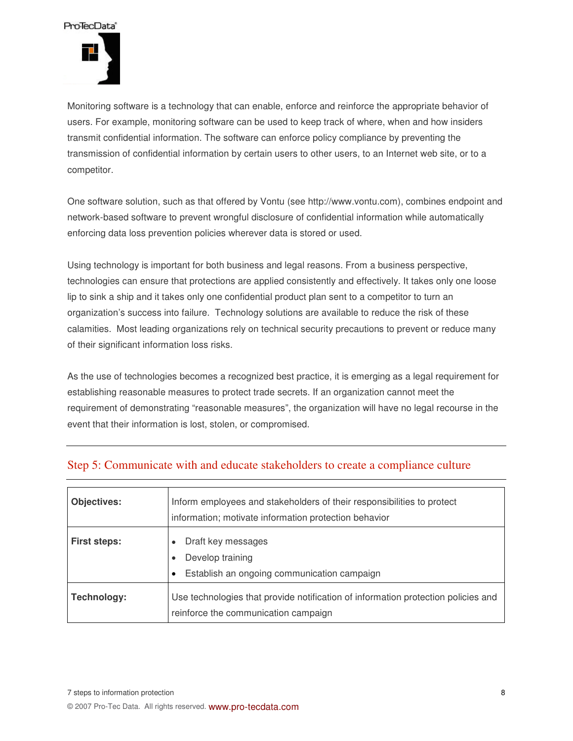Monitoring software is a technology that can enable, enforce and reinforce the appropriate behavior of users. For example, monitoring software can be used to keep track of where, when and how insiders transmit confidential information. The software can enforce policy compliance by preventing the transmission of confidential information by certain users to other users, to an Internet web site, or to a competitor.

One software solution, such as that offered by Vontu (see http://www.vontu.com), combines endpoint and network-based software to prevent wrongful disclosure of confidential information while automatically enforcing data loss prevention policies wherever data is stored or used.

Using technology is important for both business and legal reasons. From a business perspective, technologies can ensure that protections are applied consistently and effectively. It takes only one loose lip to sink a ship and it takes only one confidential product plan sent to a competitor to turn an organization's success into failure. Technology solutions are available to reduce the risk of these calamities. Most leading organizations rely on technical security precautions to prevent or reduce many of their significant information loss risks.

As the use of technologies becomes a recognized best practice, it is emerging as a legal requirement for establishing reasonable measures to protect trade secrets. If an organization cannot meet the requirement of demonstrating "reasonable measures", the organization will have no legal recourse in the event that their information is lost, stolen, or compromised.

## Step 5: Communicate with and educate stakeholders to create a compliance culture

| | |
|---|---|
| **Objectives:** | Inform employees and stakeholders of their responsibilities to protect information; motivate information protection behavior |
| **First steps:** | • Draft key messages<br>• Develop training<br>• Establish an ongoing communication campaign |
| **Technology:** | Use technologies that provide notification of information protection policies and reinforce the communication campaign |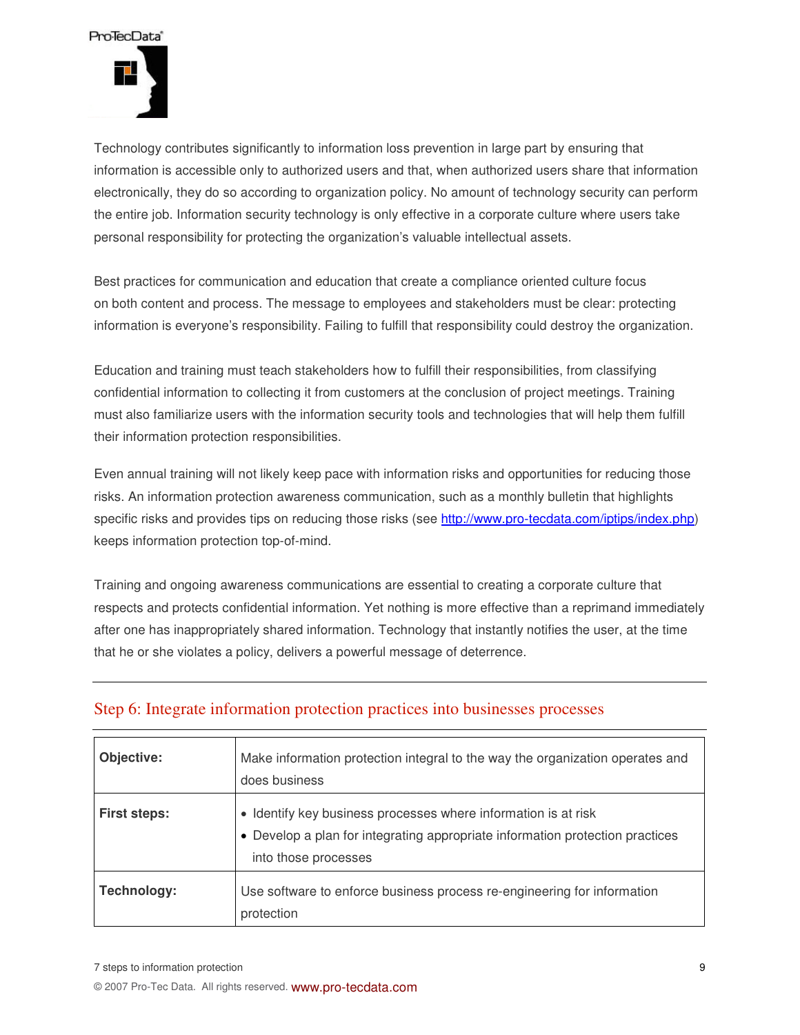Technology contributes significantly to information loss prevention in large part by ensuring that information is accessible only to authorized users and that, when authorized users share that information electronically, they do so according to organization policy. No amount of technology security can perform the entire job. Information security technology is only effective in a corporate culture where users take personal responsibility for protecting the organization's valuable intellectual assets.

Best practices for communication and education that create a compliance oriented culture focus on both content and process. The message to employees and stakeholders must be clear: protecting information is everyone's responsibility. Failing to fulfill that responsibility could destroy the organization.

Education and training must teach stakeholders how to fulfill their responsibilities, from classifying confidential information to collecting it from customers at the conclusion of project meetings. Training must also familiarize users with the information security tools and technologies that will help them fulfill their information protection responsibilities.

Even annual training will not likely keep pace with information risks and opportunities for reducing those risks. An information protection awareness communication, such as a monthly bulletin that highlights specific risks and provides tips on reducing those risks (see http://www.pro-tecdata.com/iptips/index.php) keeps information protection top-of-mind.

Training and ongoing awareness communications are essential to creating a corporate culture that respects and protects confidential information. Yet nothing is more effective than a reprimand immediately after one has inappropriately shared information. Technology that instantly notifies the user, at the time that he or she violates a policy, delivers a powerful message of deterrence.

## Step 6: Integrate information protection practices into businesses processes

| | |
|---|---|
| **Objective:** | Make information protection integral to the way the organization operates and does business |
| **First steps:** | • Identify key business processes where information is at risk<br>• Develop a plan for integrating appropriate information protection practices into those processes |
| **Technology:** | Use software to enforce business process re-engineering for information protection |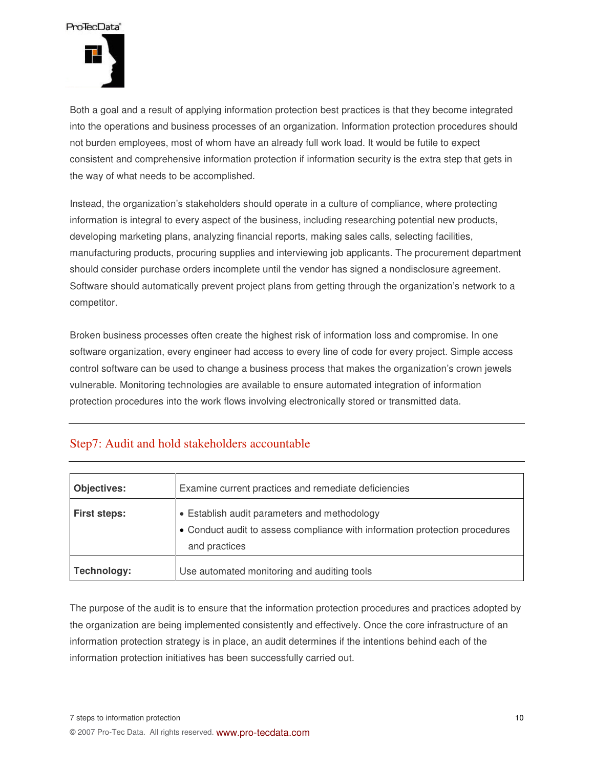Both a goal and a result of applying information protection best practices is that they become integrated into the operations and business processes of an organization. Information protection procedures should not burden employees, most of whom have an already full work load. It would be futile to expect consistent and comprehensive information protection if information security is the extra step that gets in the way of what needs to be accomplished.

Instead, the organization's stakeholders should operate in a culture of compliance, where protecting information is integral to every aspect of the business, including researching potential new products, developing marketing plans, analyzing financial reports, making sales calls, selecting facilities, manufacturing products, procuring supplies and interviewing job applicants. The procurement department should consider purchase orders incomplete until the vendor has signed a nondisclosure agreement. Software should automatically prevent project plans from getting through the organization's network to a competitor.

Broken business processes often create the highest risk of information loss and compromise. In one software organization, every engineer had access to every line of code for every project. Simple access control software can be used to change a business process that makes the organization's crown jewels vulnerable. Monitoring technologies are available to ensure automated integration of information protection procedures into the work flows involving electronically stored or transmitted data.

## Step7: Audit and hold stakeholders accountable

| | |
|---|---|
| **Objectives:** | Examine current practices and remediate deficiencies |
| **First steps:** | • Establish audit parameters and methodology<br>• Conduct audit to assess compliance with information protection procedures and practices |
| **Technology:** | Use automated monitoring and auditing tools |

The purpose of the audit is to ensure that the information protection procedures and practices adopted by the organization are being implemented consistently and effectively. Once the core infrastructure of an information protection strategy is in place, an audit determines if the intentions behind each of the information protection initiatives has been successfully carried out.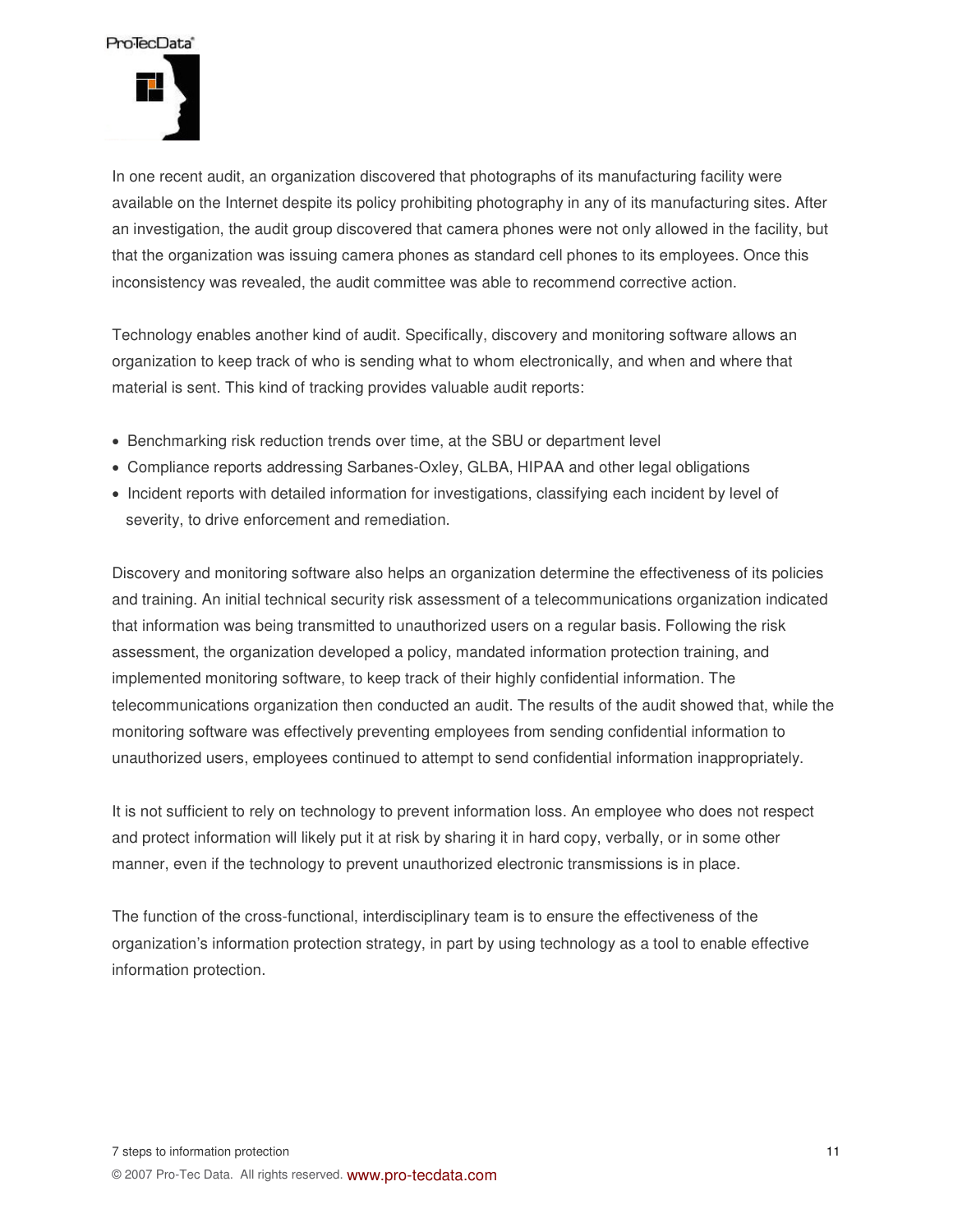In one recent audit, an organization discovered that photographs of its manufacturing facility were available on the Internet despite its policy prohibiting photography in any of its manufacturing sites. After an investigation, the audit group discovered that camera phones were not only allowed in the facility, but that the organization was issuing camera phones as standard cell phones to its employees. Once this inconsistency was revealed, the audit committee was able to recommend corrective action.

Technology enables another kind of audit. Specifically, discovery and monitoring software allows an organization to keep track of who is sending what to whom electronically, and when and where that material is sent. This kind of tracking provides valuable audit reports:

- Benchmarking risk reduction trends over time, at the SBU or department level
- Compliance reports addressing Sarbanes-Oxley, GLBA, HIPAA and other legal obligations
- Incident reports with detailed information for investigations, classifying each incident by level of severity, to drive enforcement and remediation.

Discovery and monitoring software also helps an organization determine the effectiveness of its policies and training. An initial technical security risk assessment of a telecommunications organization indicated that information was being transmitted to unauthorized users on a regular basis. Following the risk assessment, the organization developed a policy, mandated information protection training, and implemented monitoring software, to keep track of their highly confidential information. The telecommunications organization then conducted an audit. The results of the audit showed that, while the monitoring software was effectively preventing employees from sending confidential information to unauthorized users, employees continued to attempt to send confidential information inappropriately.

It is not sufficient to rely on technology to prevent information loss. An employee who does not respect and protect information will likely put it at risk by sharing it in hard copy, verbally, or in some other manner, even if the technology to prevent unauthorized electronic transmissions is in place.

The function of the cross-functional, interdisciplinary team is to ensure the effectiveness of the organization's information protection strategy, in part by using technology as a tool to enable effective information protection.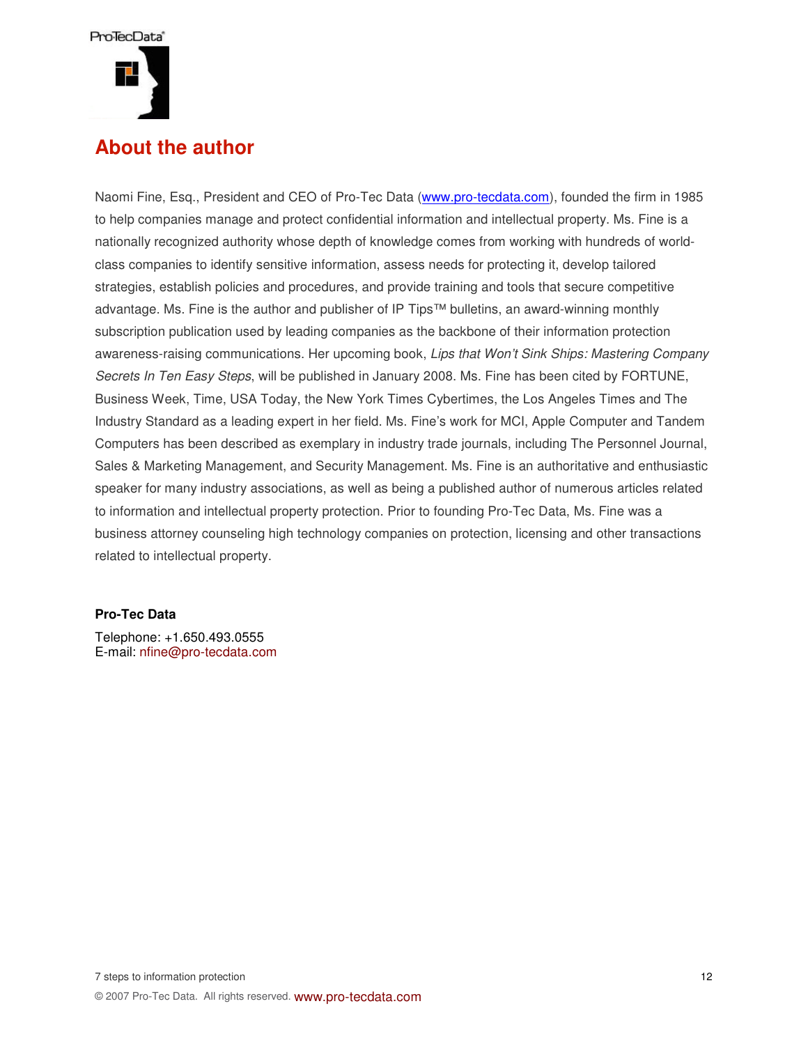## About the author

Naomi Fine, Esq., President and CEO of Pro-Tec Data (www.pro-tecdata.com), founded the firm in 1985 to help companies manage and protect confidential information and intellectual property. Ms. Fine is a nationally recognized authority whose depth of knowledge comes from working with hundreds of world-class companies to identify sensitive information, assess needs for protecting it, develop tailored strategies, establish policies and procedures, and provide training and tools that secure competitive advantage. Ms. Fine is the author and publisher of IP Tips™ bulletins, an award-winning monthly subscription publication used by leading companies as the backbone of their information protection awareness-raising communications. Her upcoming book, *Lips that Won't Sink Ships: Mastering Company Secrets In Ten Easy Steps*, will be published in January 2008. Ms. Fine has been cited by FORTUNE, Business Week, Time, USA Today, the New York Times Cybertimes, the Los Angeles Times and The Industry Standard as a leading expert in her field. Ms. Fine's work for MCI, Apple Computer and Tandem Computers has been described as exemplary in industry trade journals, including The Personnel Journal, Sales & Marketing Management, and Security Management. Ms. Fine is an authoritative and enthusiastic speaker for many industry associations, as well as being a published author of numerous articles related to information and intellectual property protection. Prior to founding Pro-Tec Data, Ms. Fine was a business attorney counseling high technology companies on protection, licensing and other transactions related to intellectual property.

**Pro-Tec Data**

Telephone: +1.650.493.0555
E-mail: nfine@pro-tecdata.com